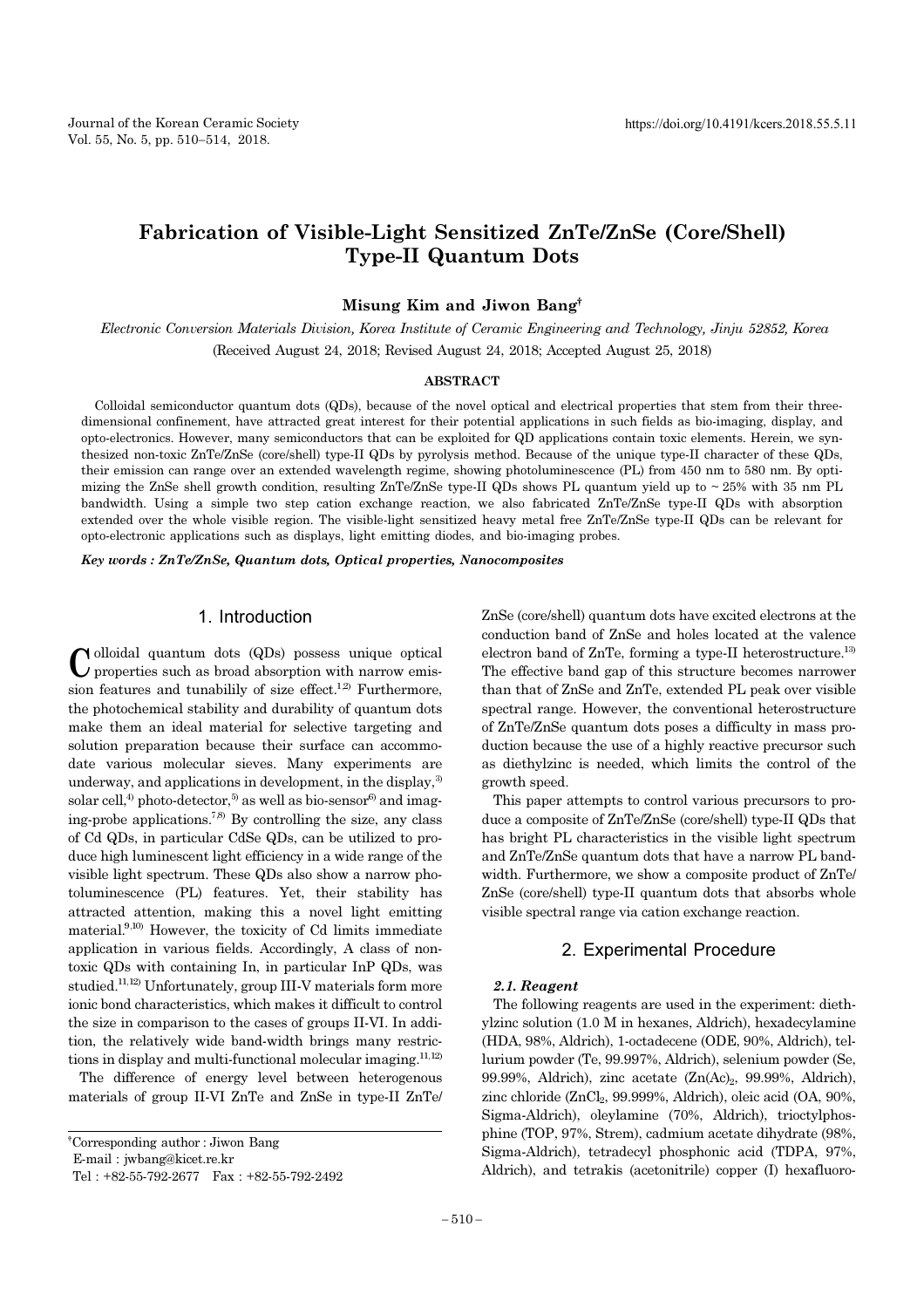# Fabrication of Visible-Light Sensitized ZnTe/ZnSe (Core/Shell) Type-II Quantum Dots

**Misung Kim and Jiwon Bang†**

*Electronic Conversion Materials Division, Korea Institute of Ceramic Engineering and Technology, Jinju 52852, Korea*

(Received August 24, 2018; Revised August 24, 2018; Accepted August 25, 2018)

## ABSTRACT

Colloidal semiconductor quantum dots (QDs), because of the novel optical and electrical properties that stem from their three-dimensional confinement, have attracted great interest for their potential applications in such fields as bio-imaging, display, and opto-electronics. However, many semiconductors that can be exploited for QD applications contain toxic elements. Herein, we synthesized non-toxic ZnTe/ZnSe (core/shell) type-II QDs by pyrolysis method. Because of the unique type-II character of these QDs, their emission can range over an extended wavelength regime, showing photoluminescence (PL) from 450 nm to 580 nm. By optimizing the ZnSe shell growth condition, resulting ZnTe/ZnSe type-II QDs shows PL quantum yield up to ~ 25% with 35 nm PL bandwidth. Using a simple two step cation exchange reaction, we also fabricated ZnTe/ZnSe type-II QDs with absorption extended over the whole visible region. The visible-light sensitized heavy metal free ZnTe/ZnSe type-II QDs can be relevant for opto-electronic applications such as displays, light emitting diodes, and bio-imaging probes.

***Key words : ZnTe/ZnSe, Quantum dots, Optical properties, Nanocomposites***

## 1. Introduction

Colloidal quantum dots (QDs) possess unique optical properties such as broad absorption with narrow emission features and tunabiliy of size effect.[1,2] Furthermore, the photochemical stability and durability of quantum dots make them an ideal material for selective targeting and solution preparation because their surface can accommodate various molecular sieves. Many experiments are underway, and applications in development, in the display,[3] solar cell,[4] photo-detector,[5] as well as bio-sensor[6] and imaging-probe applications.[7,8] By controlling the size, any class of Cd QDs, in particular CdSe QDs, can be utilized to produce high luminescent light efficiency in a wide range of the visible light spectrum. These QDs also show a narrow photoluminescence (PL) features. Yet, their stability has attracted attention, making this a novel light emitting material.[9,10] However, the toxicity of Cd limits immediate application in various fields. Accordingly, A class of non-toxic QDs with containing In, in particular InP QDs, was studied.[11,12] Unfortunately, group III-V materials form more ionic bond characteristics, which makes it difficult to control the size in comparison to the cases of groups II-VI. In addition, the relatively wide band-width brings many restrictions in display and multi-functional molecular imaging.[11,12]

The difference of energy level between heterogenous materials of group II-VI ZnTe and ZnSe in type-II ZnTe/ZnSe (core/shell) quantum dots have excited electrons at the conduction band of ZnSe and holes located at the valence electron band of ZnTe, forming a type-II heterostructure.[13] The effective band gap of this structure becomes narrower than that of ZnSe and ZnTe, extended PL peak over visible spectral range. However, the conventional heterostructure of ZnTe/ZnSe quantum dots poses a difficulty in mass production because the use of a highly reactive precursor such as diethylzinc is needed, which limits the control of the growth speed.

This paper attempts to control various precursors to produce a composite of ZnTe/ZnSe (core/shell) type-II QDs that has bright PL characteristics in the visible light spectrum and ZnTe/ZnSe quantum dots that have a narrow PL bandwidth. Furthermore, we show a composite product of ZnTe/ZnSe (core/shell) type-II quantum dots that absorbs whole visible spectral range via cation exchange reaction.

## 2. Experimental Procedure

### *2.1. Reagent*

The following reagents are used in the experiment: diethylzinc solution (1.0 M in hexanes, Aldrich), hexadecylamine (HDA, 98%, Aldrich), 1-octadecene (ODE, 90%, Aldrich), tellurium powder (Te, 99.997%, Aldrich), selenium powder (Se, 99.99%, Aldrich), zinc acetate ($Zn(Ac)_2$, 99.99%, Aldrich), zinc chloride ($ZnCl_2$, 99.999%, Aldrich), oleic acid (OA, 90%, Sigma-Aldrich), oleylamine (70%, Aldrich), trioctylphosphine (TOP, 97%, Strem), cadmium acetate dihydrate (98%, Sigma-Aldrich), tetradecyl phosphonic acid (TDPA, 97%, Aldrich), and tetrakis (acetonitrile) copper (I) hexafluoro-

†Corresponding author : Jiwon Bang
E-mail : jwbang@kicet.re.kr
Tel : +82-55-792-2677 Fax : +82-55-792-2492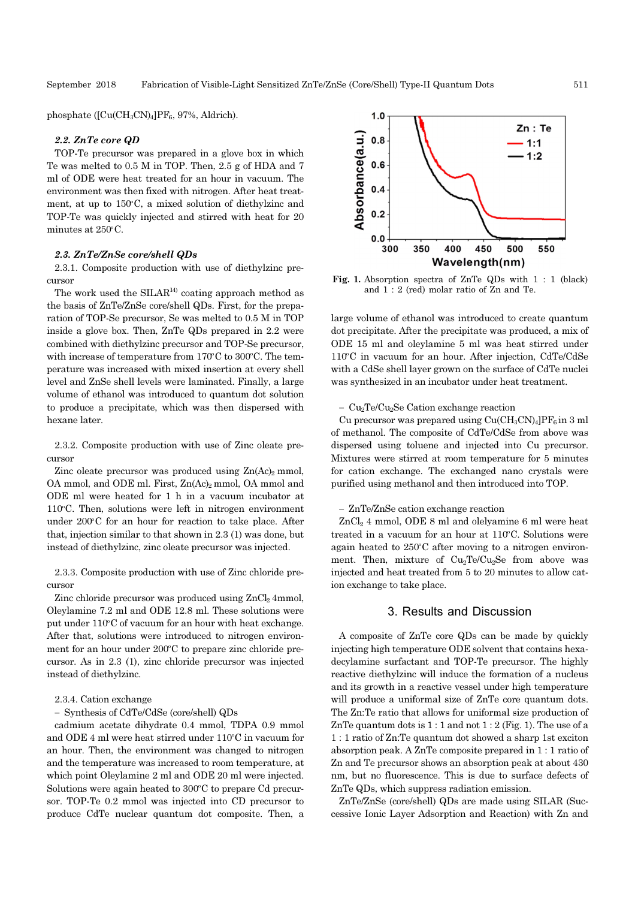phosphate ($[Cu(CH_3CN)_4]PF_6$, 97%, Aldrich).

### 2.2. ZnTe core QD

TOP-Te precursor was prepared in a glove box in which Te was melted to 0.5 M in TOP. Then, 2.5 g of HDA and 7 ml of ODE were heat treated for an hour in vacuum. The environment was then fixed with nitrogen. After heat treatment, at up to 150°C, a mixed solution of diethylzinc and TOP-Te was quickly injected and stirred with heat for 20 minutes at 250°C.

### 2.3. ZnTe/ZnSe core/shell QDs

2.3.1. Composite production with use of diethylzinc precursor

The work used the SILAR[14] coating approach method as the basis of ZnTe/ZnSe core/shell QDs. First, for the preparation of TOP-Se precursor, Se was melted to 0.5 M in TOP inside a glove box. Then, ZnTe QDs prepared in 2.2 were combined with diethylzinc precursor and TOP-Se precursor, with increase of temperature from 170°C to 300°C. The temperature was increased with mixed insertion at every shell level and ZnSe shell levels were laminated. Finally, a large volume of ethanol was introduced to quantum dot solution to produce a precipitate, which was then dispersed with hexane later.

2.3.2. Composite production with use of Zinc oleate precursor

Zinc oleate precursor was produced using $Zn(Ac)_2$ mmol, OA mmol, and ODE ml. First, $Zn(Ac)_2$ mmol, OA mmol and ODE ml were heated for 1 h in a vacuum incubator at 110°C. Then, solutions were left in nitrogen environment under 200°C for an hour for reaction to take place. After that, injection similar to that shown in 2.3 (1) was done, but instead of diethylzinc, zinc oleate precursor was injected.

2.3.3. Composite production with use of Zinc chloride precursor

Zinc chloride precursor was produced using $ZnCl_2$ 4mmol, Oleylamine 7.2 ml and ODE 12.8 ml. These solutions were put under 110°C of vacuum for an hour with heat exchange. After that, solutions were introduced to nitrogen environment for an hour under 200°C to prepare zinc chloride precursor. As in 2.3 (1), zinc chloride precursor was injected instead of diethylzinc.

2.3.4. Cation exchange

– Synthesis of CdTe/CdSe (core/shell) QDs

cadmium acetate dihydrate 0.4 mmol, TDPA 0.9 mmol and ODE 4 ml were heat stirred under 110°C in vacuum for an hour. Then, the environment was changed to nitrogen and the temperature was increased to room temperature, at which point Oleylamine 2 ml and ODE 20 ml were injected. Solutions were again heated to 300°C to prepare Cd precursor. TOP-Te 0.2 mmol was injected into CD precursor to produce CdTe nuclear quantum dot composite. Then, a large volume of ethanol was introduced to create quantum dot precipitate. After the precipitate was produced, a mix of ODE 15 ml and oleylamine 5 ml was heat stirred under 110°C in vacuum for an hour. After injection, CdTe/CdSe with a CdSe shell layer grown on the surface of CdTe nuclei was synthesized in an incubator under heat treatment.

Fig. 1. Absorption spectra of ZnTe QDs with 1 : 1 (black) and 1 : 2 (red) molar ratio of Zn and Te.

– $Cu_2Te/Cu_2Se$ Cation exchange reaction

Cu precursor was prepared using $Cu(CH_3CN)_4]PF_6$ in 3 ml of methanol. The composite of CdTe/CdSe from above was dispersed using toluene and injected into Cu precursor. Mixtures were stirred at room temperature for 5 minutes for cation exchange. The exchanged nano crystals were purified using methanol and then introduced into TOP.

– ZnTe/ZnSe cation exchange reaction

$ZnCl_2$ 4 mmol, ODE 8 ml and olelyamine 6 ml were heat treated in a vacuum for an hour at 110°C. Solutions were again heated to 250°C after moving to a nitrogen environment. Then, mixture of $Cu_2Te/Cu_2Se$ from above was injected and heat treated from 5 to 20 minutes to allow cation exchange to take place.

## 3. Results and Discussion

A composite of ZnTe core QDs can be made by quickly injecting high temperature ODE solvent that contains hexadecylamine surfactant and TOP-Te precursor. The highly reactive diethylzinc will induce the formation of a nucleus and its growth in a reactive vessel under high temperature will produce a uniformal size of ZnTe core quantum dots. The Zn:Te ratio that allows for uniformal size production of ZnTe quantum dots is 1 : 1 and not 1 : 2 (Fig. 1). The use of a 1 : 1 ratio of Zn:Te quantum dot showed a sharp 1st exciton absorption peak. A ZnTe composite prepared in 1 : 1 ratio of Zn and Te precursor shows an absorption peak at about 430 nm, but no fluorescence. This is due to surface defects of ZnTe QDs, which suppress radiation emission.

ZnTe/ZnSe (core/shell) QDs are made using SILAR (Successive Ionic Layer Adsorption and Reaction) with Zn and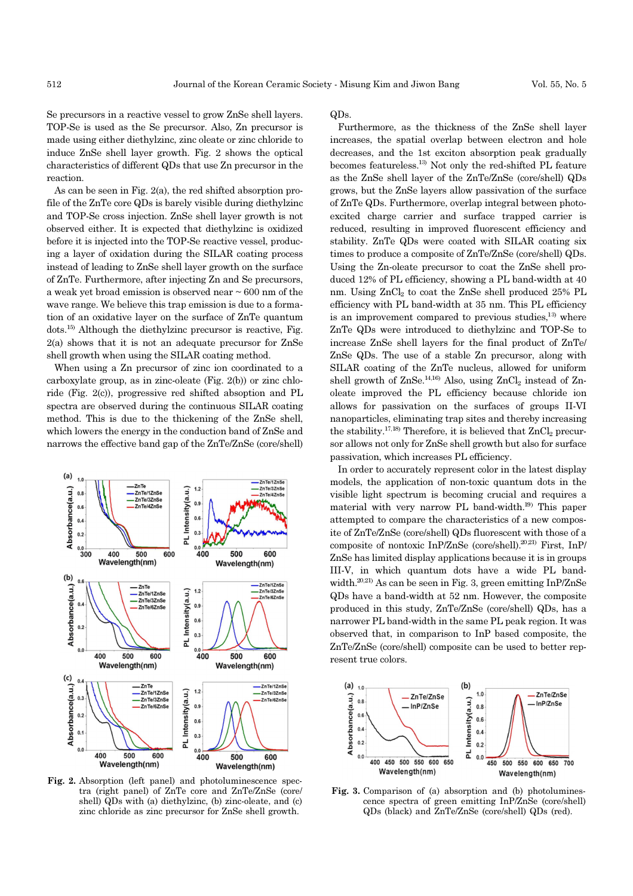Se precursors in a reactive vessel to grow ZnSe shell layers. TOP-Se is used as the Se precursor. Also, Zn precursor is made using either diethylzinc, zinc oleate or zinc chloride to induce ZnSe shell layer growth. Fig. 2 shows the optical characteristics of different QDs that use Zn precursor in the reaction.

As can be seen in Fig. 2(a), the red shifted absorption profile of the ZnTe core QDs is barely visible during diethylzinc and TOP-Se cross injection. ZnSe shell layer growth is not observed either. It is expected that diethylzinc is oxidized before it is injected into the TOP-Se reactive vessel, producing a layer of oxidation during the SILAR coating process instead of leading to ZnSe shell layer growth on the surface of ZnTe. Furthermore, after injecting Zn and Se precursors, a weak yet broad emission is observed near ~ 600 nm of the wave range. We believe this trap emission is due to a formation of an oxidative layer on the surface of ZnTe quantum dots.[15] Although the diethylzinc precursor is reactive, Fig. 2(a) shows that it is not an adequate precursor for ZnSe shell growth when using the SILAR coating method.

When using a Zn precursor of zinc ion coordinated to a carboxylate group, as in zinc-oleate (Fig. 2(b)) or zinc chloride (Fig. 2(c)), progressive red shifted abption and PL spectra are observed during the continuous SILAR coating method. This is due to the thickening of the ZnSe shell, which lowers the energy in the conduction band of ZnSe and narrows the effective band gap of the ZnTe/ZnSe (core/shell) QDs.

**Fig. 2.** Absorption (left panel) and photoluminescence spectra (right panel) of ZnTe core and ZnTe/ZnSe (core/shell) QDs with (a) diethylzinc, (b) zinc-oleate, and (c) zinc chloride as zinc precursor for ZnSe shell growth.

Furthermore, as the thickness of the ZnSe shell layer increases, the spatial overlap between electron and hole decreases, and the 1st exciton absorption peak gradually becomes featureless.[13] Not only the red-shifted PL feature as the ZnSe shell layer of the ZnTe/ZnSe (core/shell) QDs grows, but the ZnSe layers allow passivation of the surface of ZnTe QDs. Furthermore, overlap integral between photoexcited charge carrier and surface trapped carrier is reduced, resulting in improved fluorescent efficiency and stability. ZnTe QDs were coated with SILAR coating six times to produce a composite of ZnTe/ZnSe (core/shell) QDs. Using the Zn-oleate precursor to coat the ZnSe shell produced 12% of PL efficiency, showing a PL band-width at 40 nm. Using $ZnCl_2$ to coat the ZnSe shell produced 25% PL efficiency with PL band-width at 35 nm. This PL efficiency is an improvement compared to previous studies,[13] where ZnTe QDs were introduced to diethylzinc and TOP-Se to increase ZnSe shell layers for the final product of ZnTe/ZnSe QDs. The use of a stable Zn precursor, along with SILAR coating of the ZnTe nucleus, allowed for uniform shell growth of ZnSe.[14,16] Also, using $ZnCl_2$ instead of Zn-oleate improved the PL efficiency because chloride ion allows for passivation on the surfaces of groups II-VI nanoparticles, eliminating trap sites and thereby increasing the stability.[17,18] Therefore, it is believed that $ZnCl_2$ precursor allows not only for ZnSe shell growth but also for surface passivation, which increases PL efficiency.

In order to accurately represent color in the latest display models, the application of non-toxic quantum dots in the visible light spectrum is becoming crucial and requires a material with very narrow PL band-width.[19] This paper attempted to compare the characteristics of a new composite of ZnTe/ZnSe (core/shell) QDs fluorescent with those of a composite of nontoxic InP/ZnSe (core/shell).[20,21] First, InP/ZnSe has limited display applications because it is in groups III-V, in which quantum dots have a wide PL bandwidth.[20,21] As can be seen in Fig. 3, green emitting InP/ZnSe QDs have a band-width at 52 nm. However, the composite produced in this study, ZnTe/ZnSe (core/shell) QDs, has a narrower PL band-width in the same PL peak region. It was observed that, in comparison to InP based composite, the ZnTe/ZnSe (core/shell) composite can be used to better represent true colors.

**Fig. 3.** Comparison of (a) absorption and (b) photoluminescence spectra of green emitting InP/ZnSe (core/shell) QDs (black) and ZnTe/ZnSe (core/shell) QDs (red).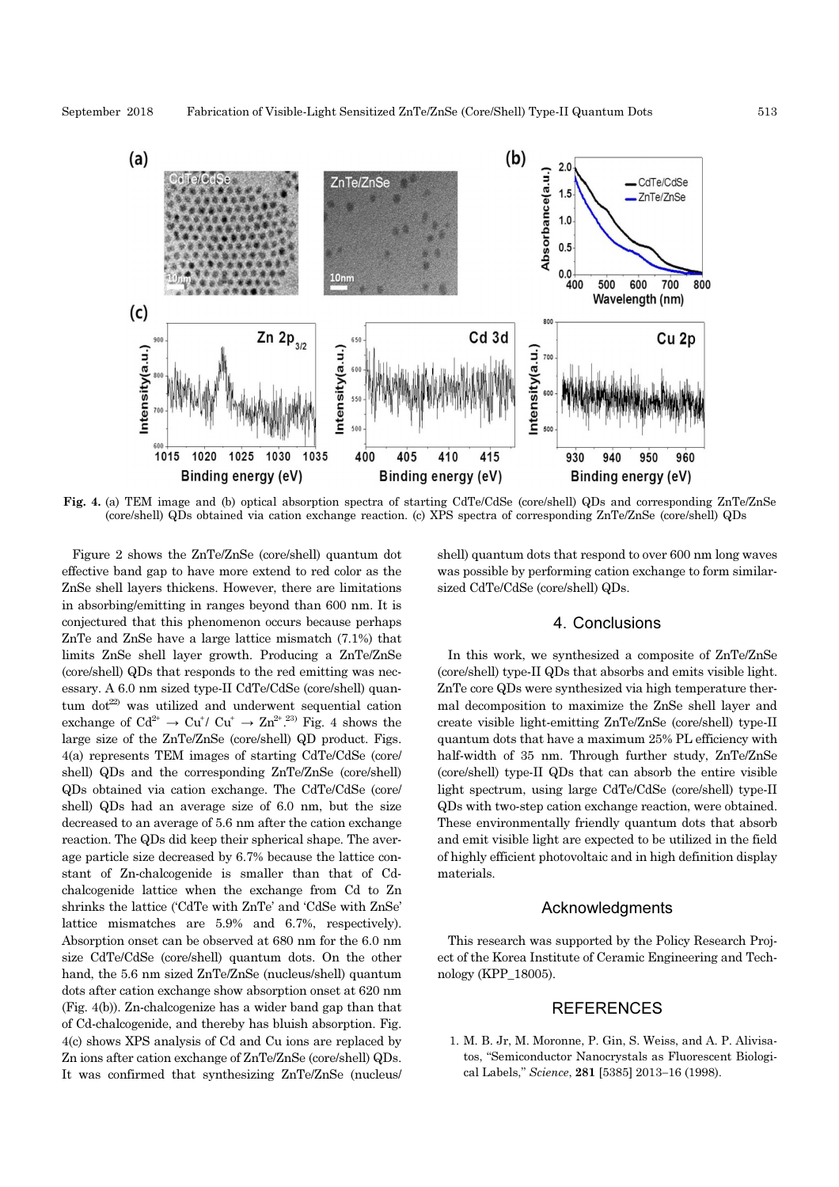**Fig. 4.** (a) TEM image and (b) optical absorption spectra of starting CdTe/CdSe (core/shell) QDs and corresponding ZnTe/ZnSe (core/shell) QDs obtained via cation exchange reaction. (c) XPS spectra of corresponding ZnTe/ZnSe (core/shell) QDs

Figure 2 shows the ZnTe/ZnSe (core/shell) quantum dot effective band gap to have more extend to red color as the ZnSe shell layers thickens. However, there are limitations in absorbing/emitting in ranges beyond than 600 nm. It is conjectured that this phenomenon occurs because perhaps ZnTe and ZnSe have a large lattice mismatch (7.1%) that limits ZnSe shell layer growth. Producing a ZnTe/ZnSe (core/shell) QDs that responds to the red emitting was necessary. A 6.0 nm sized type-II CdTe/CdSe (core/shell) quantum dot[22] was utilized and underwent sequential cation exchange of $Cd^{2+} \rightarrow Cu^{+}$/ $Cu^{+} \rightarrow Zn^{2+}$.[23] Fig. 4 shows the large size of the ZnTe/ZnSe (core/shell) QD product. Figs. 4(a) represents TEM images of starting CdTe/CdSe (core/shell) QDs and the corresponding ZnTe/ZnSe (core/shell) QDs obtained via cation exchange. The CdTe/CdSe (core/shell) QDs had an average size of 6.0 nm, but the size decreased to an average of 5.6 nm after the cation exchange reaction. The QDs did keep their spherical shape. The average particle size decreased by 6.7% because the lattice constant of Zn-chalcogenide is smaller than that of Cd-chalcogenide lattice when the exchange from Cd to Zn shrinks the lattice ('CdTe with ZnTe' and 'CdSe with ZnSe' lattice mismatches are 5.9% and 6.7%, respectively). Absorption onset can be observed at 680 nm for the 6.0 nm size CdTe/CdSe (core/shell) quantum dots. On the other hand, the 5.6 nm sized ZnTe/ZnSe (nucleus/shell) quantum dots after cation exchange show absorption onset at 620 nm (Fig. 4(b)). Zn-chalcogenize has a wider band gap than that of Cd-chalcogenide, and thereby has bluish absorption. Fig. 4(c) shows XPS analysis of Cd and Cu ions are replaced by Zn ions after cation exchange of ZnTe/ZnSe (core/shell) QDs. It was confirmed that synthesizing ZnTe/ZnSe (nucleus/shell) quantum dots that respond to over 600 nm long waves was possible by performing cation exchange to form similar-sized CdTe/CdSe (core/shell) QDs.

## 4. Conclusions

In this work, we synthesized a composite of ZnTe/ZnSe (core/shell) type-II QDs that absorbs and emits visible light. ZnTe core QDs were synthesized via high temperature thermal decomposition to maximize the ZnSe shell layer and create visible light-emitting ZnTe/ZnSe (core/shell) type-II quantum dots that have a maximum 25% PL efficiency with half-width of 35 nm. Through further study, ZnTe/ZnSe (core/shell) type-II QDs that can absorb the entire visible light spectrum, using large CdTe/CdSe (core/shell) type-II QDs with two-step cation exchange reaction, were obtained. These environmentally friendly quantum dots that absorb and emit visible light are expected to be utilized in the field of highly efficient photovoltaic and in high definition display materials.

## Acknowledgments

This research was supported by the Policy Research Project of the Korea Institute of Ceramic Engineering and Technology (KPP_18005).

## REFERENCES

1. M. B. Jr, M. Moronne, P. Gin, S. Weiss, and A. P. Alivisatos, "Semiconductor Nanocrystals as Fluorescent Biological Labels," *Science*, **281** [5385] 2013–16 (1998).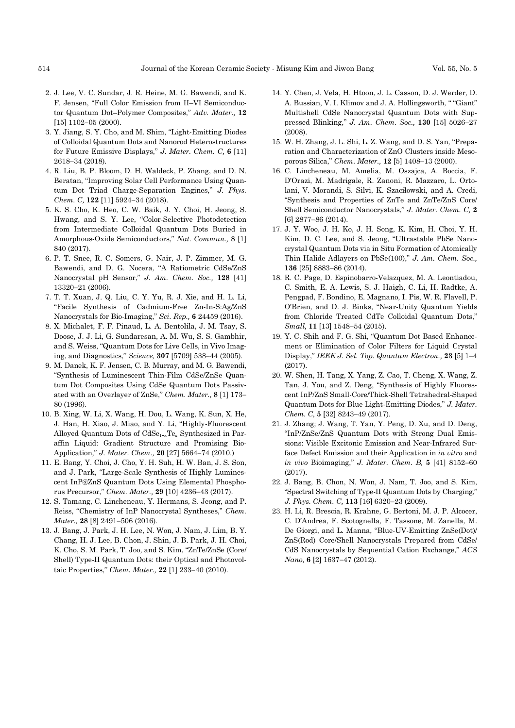2. J. Lee, V. C. Sundar, J. R. Heine, M. G. Bawendi, and K. F. Jensen, "Full Color Emission from II–VI Semiconductor Quantum Dot–Polymer Composites," *Adv. Mater.,* **12** [15] 1102–05 (2000).
3. Y. Jiang, S. Y. Cho, and M. Shim, "Light-Emitting Diodes of Colloidal Quantum Dots and Nanorod Heterostructures for Future Emissive Displays," *J. Mater. Chem. C,* **6** [11] 2618–34 (2018).
4. R. Liu, B. P. Bloom, D. H. Waldeck, P. Zhang, and D. N. Beratan, "Improving Solar Cell Performance Using Quantum Dot Triad Charge-Separation Engines," *J. Phys. Chem. C,* **122** [11] 5924–34 (2018).
5. K. S. Cho, K. Heo, C. W. Baik, J. Y. Choi, H. Jeong, S. Hwang, and S. Y. Lee, "Color-Selective Photodetection from Intermediate Colloidal Quantum Dots Buried in Amorphous-Oxide Semiconductors," *Nat. Commun.,* **8** [1] 840 (2017).
6. P. T. Snee, R. C. Somers, G. Nair, J. P. Zimmer, M. G. Bawendi, and D. G. Nocera, "A Ratiometric CdSe/ZnS Nanocrystal pH Sensor," *J. Am. Chem. Soc.,* **128** [41] 13320–21 (2006).
7. T. T. Xuan, J. Q. Liu, C. Y. Yu, R. J. Xie, and H. L. Li, "Facile Synthesis of Cadmium-Free Zn-In-S:Ag/ZnS Nanocrystals for Bio-Imaging," *Sci. Rep.,* **6** 24459 (2016).
8. X. Michalet, F. F. Pinaud, L. A. Bentolila, J. M. Tsay, S. Doose, J. J. Li, G. Sundaresan, A. M. Wu, S. S. Gambhir, and S. Weiss, "Quantum Dots for Live Cells, in Vivo Imaging, and Diagnostics," *Science,* **307** [5709] 538–44 (2005).
9. M. Danek, K. F. Jensen, C. B. Murray, and M. G. Bawendi, "Synthesis of Luminescent Thin-Film CdSe/ZnSe Quantum Dot Composites Using CdSe Quantum Dots Passivated with an Overlayer of ZnSe," *Chem. Mater.,* **8** [1] 173–80 (1996).
10. B. Xing, W. Li, X. Wang, H. Dou, L. Wang, K. Sun, X. He, J. Han, H. Xiao, J. Miao, and Y. Li, "Highly-Fluorescent Alloyed Quantum Dots of $CdSe_{1-x}Te_x$ Synthesized in Paraffin Liquid: Gradient Structure and Promising Bio-Application," *J. Mater. Chem.,* **20** [27] 5664–74 (2010.)
11. E. Bang, Y. Choi, J. Cho, Y. H. Suh, H. W. Ban, J. S. Son, and J. Park, "Large-Scale Synthesis of Highly Luminescent InP@ZnS Quantum Dots Using Elemental Phosphorus Precursor," *Chem. Mater.,* **29** [10] 4236–43 (2017).
12. S. Tamang, C. Lincheneau, Y. Hermans, S. Jeong, and P. Reiss, "Chemistry of InP Nanocrystal Syntheses," *Chem. Mater.,* **28** [8] 2491–506 (2016).
13. J. Bang, J. Park, J. H. Lee, N. Won, J. Nam, J. Lim, B. Y. Chang, H. J. Lee, B. Chon, J. Shin, J. B. Park, J. H. Choi, K. Cho, S. M. Park, T. Joo, and S. Kim, "ZnTe/ZnSe (Core/Shell) Type-II Quantum Dots: their Optical and Photovoltaic Properties," *Chem. Mater.,* **22** [1] 233–40 (2010).
14. Y. Chen, J. Vela, H. Htoon, J. L. Casson, D. J. Werder, D. A. Bussian, V. I. Klimov and J. A. Hollingsworth, ""Giant" Multishell CdSe Nanocrystal Quantum Dots with Suppressed Blinking," *J. Am. Chem. Soc.,* **130** [15] 5026–27 (2008).
15. W. H. Zhang, J. L. Shi, L. Z. Wang, and D. S. Yan, "Preparation and Characterization of ZnO Clusters inside Mesoporous Silica," *Chem. Mater.,* **12** [5] 1408–13 (2000).
16. C. Lincheneau, M. Amelia, M. Oszajca, A. Boccia, F. D'Orazi, M. Madrigale, R. Zanoni, R. Mazzaro, L. Ortolani, V. Morandi, S. Silvi, K. Szaciłowski, and A. Credi, "Synthesis and Properties of ZnTe and ZnTe/ZnS Core/Shell Semiconductor Nanocrystals," *J. Mater. Chem. C,* **2** [6] 2877–86 (2014).
17. J. Y. Woo, J. H. Ko, J. H. Song, K. Kim, H. Choi, Y. H. Kim, D. C. Lee, and S. Jeong, "Ultrastable PbSe Nanocrystal Quantum Dots via in Situ Formation of Atomically Thin Halide Adlayers on PbSe(100)," *J. Am. Chem. Soc.,* **136** [25] 8883–86 (2014).
18. R. C. Page, D. Espinobarro-Velazquez, M. A. Leontiadou, C. Smith, E. A. Lewis, S. J. Haigh, C. Li, H. Radtke, A. Pengpad, F. Bondino, E. Magnano, I. Pis, W. R. Flavell, P. O'Brien, and D. J. Binks, "Near-Unity Quantum Yields from Chloride Treated CdTe Colloidal Quantum Dots," *Small,* **11** [13] 1548–54 (2015).
19. Y. C. Shih and F. G. Shi, "Quantum Dot Based Enhancement or Elimination of Color Filters for Liquid Crystal Display," *IEEE J. Sel. Top. Quantum Electron.,* **23** [5] 1–4 (2017).
20. W. Shen, H. Tang, X. Yang, Z. Cao, T. Cheng, X. Wang, Z. Tan, J. You, and Z. Deng, "Synthesis of Highly Fluorescent InP/ZnS Small-Core/Thick-Shell Tetrahedral-Shaped Quantum Dots for Blue Light-Emitting Diodes," *J. Mater. Chem. C,* **5** [32] 8243–49 (2017).
21. J. Zhang; J. Wang, T. Yan, Y. Peng, D. Xu, and D. Deng, "InP/ZnSe/ZnS Quantum Dots with Strong Dual Emissions: Visible Excitonic Emission and Near-Infrared Surface Defect Emission and their Application in *in vitro* and *in vivo* Bioimaging," *J. Mater. Chem. B,* **5** [41] 8152–60 (2017).
22. J. Bang, B. Chon, N. Won, J. Nam, T. Joo, and S. Kim, "Spectral Switching of Type-II Quantum Dots by Charging," *J. Phys. Chem. C,* **113** [16] 6320–23 (2009).
23. H. Li, R. Brescia, R. Krahne, G. Bertoni, M. J. P. Alcocer, C. D'Andrea, F. Scotognella, F. Tassone, M. Zanella, M. De Giorgi, and L. Manna, "Blue-UV-Emitting ZnSe(Dot)/ZnS(Rod) Core/Shell Nanocrystals Prepared from CdSe/CdS Nanocrystals by Sequential Cation Exchange," *ACS Nano,* **6** [2] 1637–47 (2012).